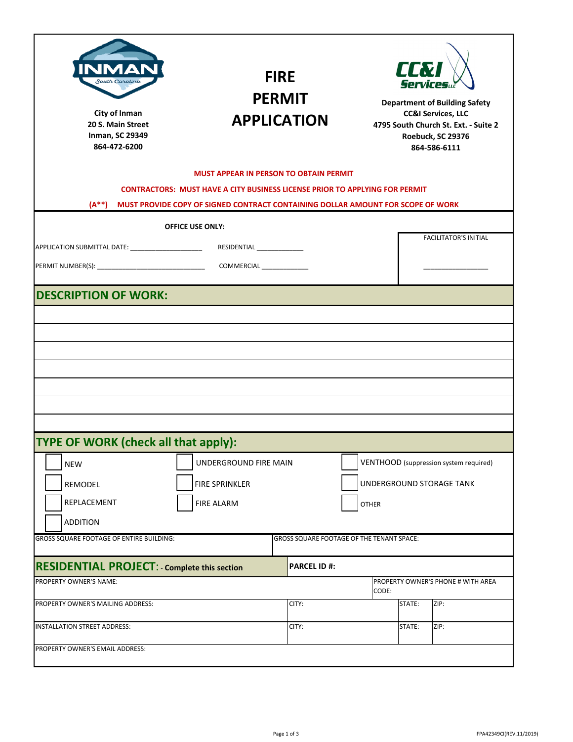City of Inman
20 S. Main Street
Inman, SC 29349
864-472-6200

# FIRE PERMIT APPLICATION

**Department of Building Safety**
**CC&I Services, LLC**
**4795 South Church St. Ext. - Suite 2**
**Roebuck, SC 29376**
**864-586-6111**

**MUST APPEAR IN PERSON TO OBTAIN PERMIT**

**CONTRACTORS: MUST HAVE A CITY BUSINESS LICENSE PRIOR TO APPLYING FOR PERMIT**

**(A**) MUST PROVIDE COPY OF SIGNED CONTRACT CONTAINING DOLLAR AMOUNT FOR SCOPE OF WORK**

**OFFICE USE ONLY:**

APPLICATION SUBMITTAL DATE: ____________________ RESIDENTIAL ____________

PERMIT NUMBER(S): ______________________________ COMMERCIAL ____________

FACILITATOR'S INITIAL ________________

## DESCRIPTION OF WORK:

| |
|---|
| |
| |
| |
| |
| |
| |
| |

## TYPE OF WORK (check all that apply):

| | | |
|---|---|---|
| ☐ NEW | ☐ UNDERGROUND FIRE MAIN | ☐ VENTHOOD (suppression system required) |
| ☐ REMODEL | ☐ FIRE SPRINKLER | ☐ UNDERGROUND STORAGE TANK |
| ☐ REPLACEMENT | ☐ FIRE ALARM | ☐ OTHER |
| ☐ ADDITION | | |

| GROSS SQUARE FOOTAGE OF ENTIRE BUILDING: | GROSS SQUARE FOOTAGE OF THE TENANT SPACE: |
|---|---|
| | |

## RESIDENTIAL PROJECT: - Complete this section

| | | | | |
|---|---|---|---|---|
| **PARCEL ID #:** | | | | |
| PROPERTY OWNER'S NAME: | | PROPERTY OWNER'S PHONE # WITH AREA CODE: | | |
| PROPERTY OWNER'S MAILING ADDRESS: | CITY: | | STATE: | ZIP: |
| INSTALLATION STREET ADDRESS: | CITY: | | STATE: | ZIP: |
| PROPERTY OWNER'S EMAIL ADDRESS: | | | | |

FPA42349CI(REV.11/2019)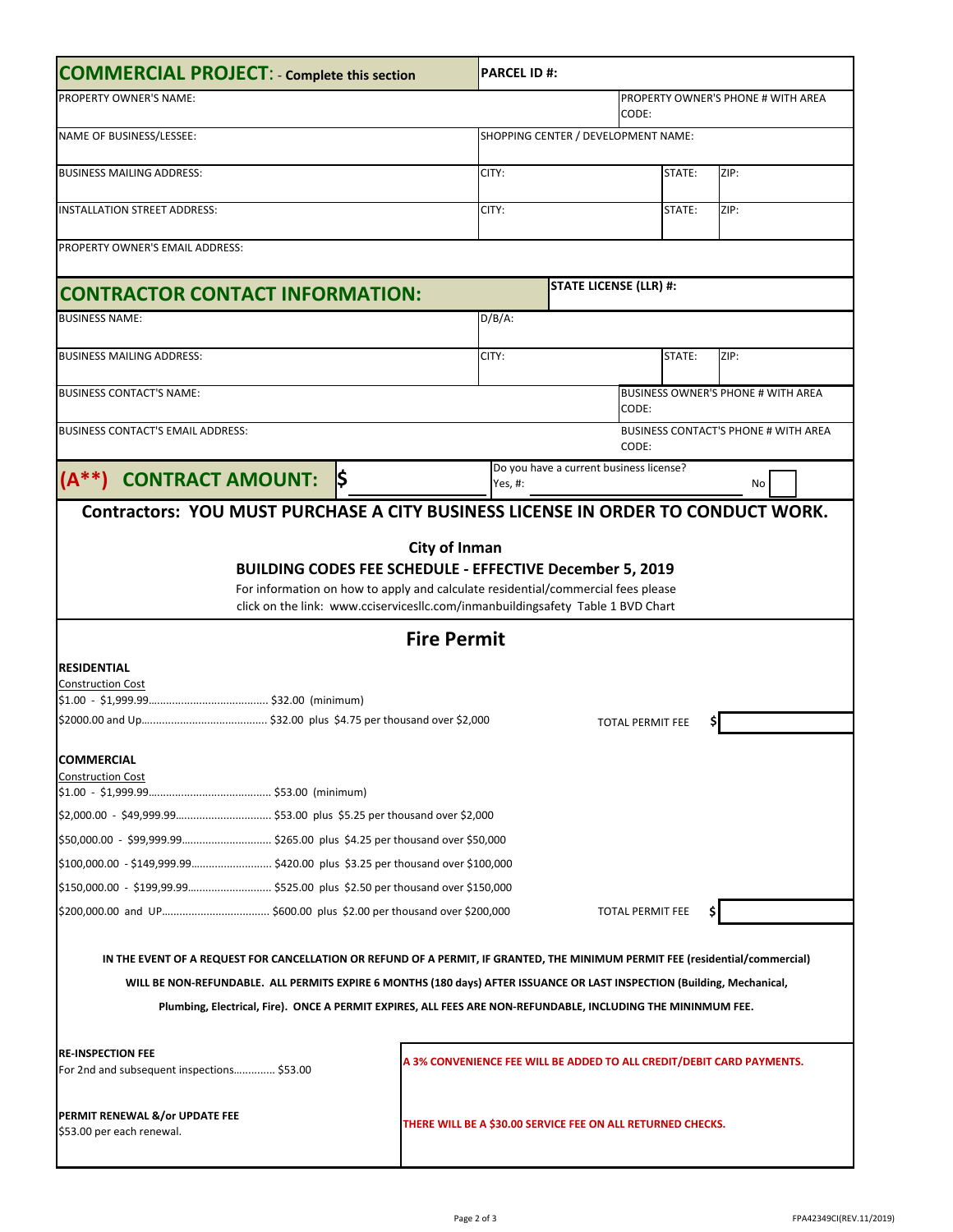## COMMERCIAL PROJECT: - Complete this section

| COMMERCIAL PROJECT: - Complete this section | PARCEL ID #: | | |
|---|---|---|---|
| PROPERTY OWNER'S NAME: | | PROPERTY OWNER'S PHONE # WITH AREA CODE: | |
| NAME OF BUSINESS/LESSEE: | SHOPPING CENTER / DEVELOPMENT NAME: | | |
| BUSINESS MAILING ADDRESS: | CITY: | STATE: | ZIP: |
| INSTALLATION STREET ADDRESS: | CITY: | STATE: | ZIP: |
| PROPERTY OWNER'S EMAIL ADDRESS: | | | |

## CONTRACTOR CONTACT INFORMATION:

| CONTRACTOR CONTACT INFORMATION: | STATE LICENSE (LLR) #: | | |
|---|---|---|---|
| BUSINESS NAME: | D/B/A: | | |
| BUSINESS MAILING ADDRESS: | CITY: | STATE: | ZIP: |
| BUSINESS CONTACT'S NAME: | | BUSINESS OWNER'S PHONE # WITH AREA CODE: | |
| BUSINESS CONTACT'S EMAIL ADDRESS: | | BUSINESS CONTACT'S PHONE # WITH AREA CODE: | |

**(A**) CONTRACT AMOUNT:** $ ______

Do you have a current business license? Yes, #: ______ No ☐

**Contractors: YOU MUST PURCHASE A CITY BUSINESS LICENSE IN ORDER TO CONDUCT WORK.**

**City of Inman**

**BUILDING CODES FEE SCHEDULE - EFFECTIVE December 5, 2019**

For information on how to apply and calculate residential/commercial fees please click on the link: www.cciservicesllc.com/inmanbuildingsafety Table 1 BVD Chart

## Fire Permit

**RESIDENTIAL**

Construction Cost

$1.00 - $1,999.99........................................ $32.00 (minimum)

$2000.00 and Up.......................................... $32.00 plus $4.75 per thousand over $2,000

TOTAL PERMIT FEE $ ______

**COMMERCIAL**

Construction Cost

$1.00 - $1,999.99......................................... $53.00 (minimum)

$2,000.00 - $49,999.99................................ $53.00 plus $5.25 per thousand over $2,000

$50,000.00 - $99,999.99.............................. $265.00 plus $4.25 per thousand over $50,000

$100,000.00 - $149,999.99........................... $420.00 plus $3.25 per thousand over $100,000

$150,000.00 - $199,99.99............................ $525.00 plus $2.50 per thousand over $150,000

$200,000.00 and UP.................................... $600.00 plus $2.00 per thousand over $200,000

TOTAL PERMIT FEE $ ______

**IN THE EVENT OF A REQUEST FOR CANCELLATION OR REFUND OF A PERMIT, IF GRANTED, THE MINIMUM PERMIT FEE (residential/commercial) WILL BE NON-REFUNDABLE. ALL PERMITS EXPIRE 6 MONTHS (180 days) AFTER ISSUANCE OR LAST INSPECTION (Building, Mechanical, Plumbing, Electrical, Fire). ONCE A PERMIT EXPIRES, ALL FEES ARE NON-REFUNDABLE, INCLUDING THE MININMUM FEE.**

**RE-INSPECTION FEE**

For 2nd and subsequent inspections.............. $53.00

**A 3% CONVENIENCE FEE WILL BE ADDED TO ALL CREDIT/DEBIT CARD PAYMENTS.**

**PERMIT RENEWAL &/or UPDATE FEE**

$53.00 per each renewal.

**THERE WILL BE A $30.00 SERVICE FEE ON ALL RETURNED CHECKS.**

FPA42349CI(REV.11/2019)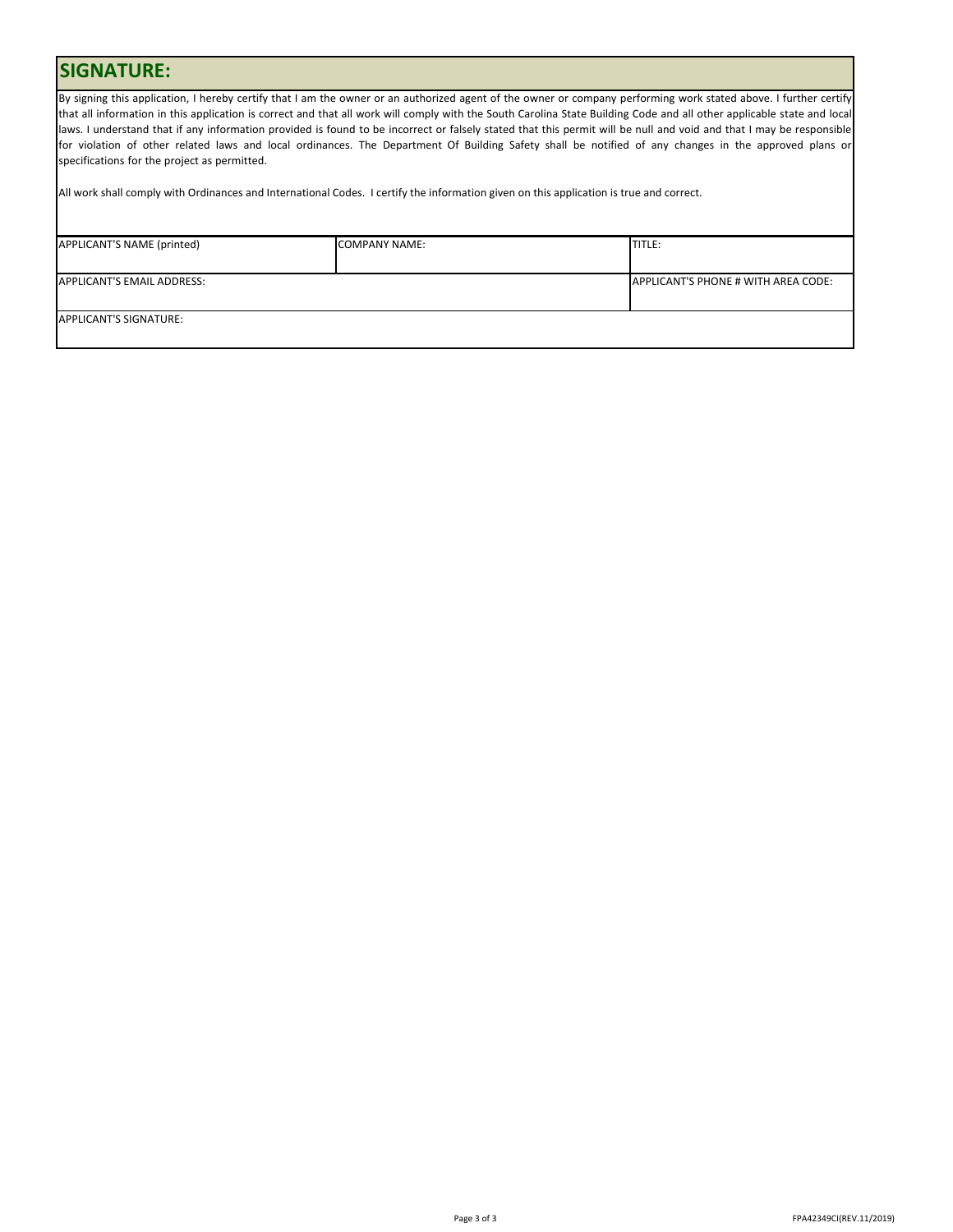## SIGNATURE:

By signing this application, I hereby certify that I am the owner or an authorized agent of the owner or company performing work stated above. I further certify that all information in this application is correct and that all work will comply with the South Carolina State Building Code and all other applicable state and local laws. I understand that if any information provided is found to be incorrect or falsely stated that this permit will be null and void and that I may be responsible for violation of other related laws and local ordinances. The Department Of Building Safety shall be notified of any changes in the approved plans or specifications for the project as permitted.

All work shall comply with Ordinances and International Codes. I certify the information given on this application is true and correct.

| | | |
|---|---|---|
| APPLICANT'S NAME (printed) | COMPANY NAME: | TITLE: |
| APPLICANT'S EMAIL ADDRESS: | | APPLICANT'S PHONE # WITH AREA CODE: |
| APPLICANT'S SIGNATURE: | | |

FPA42349CI(REV.11/2019)